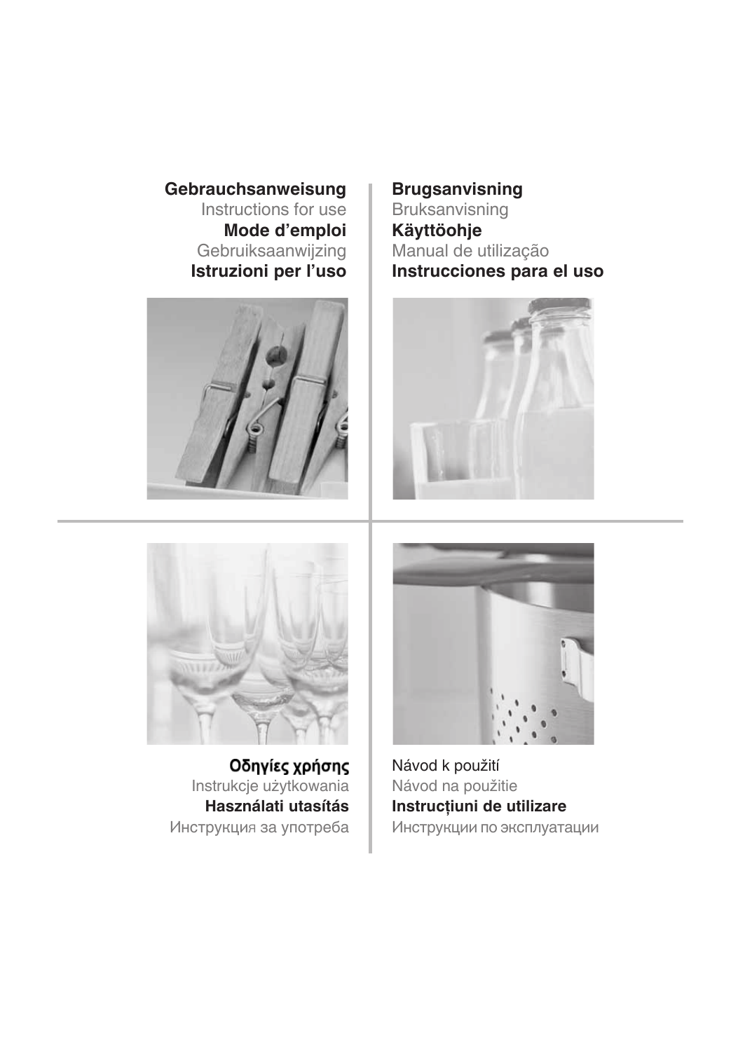**Gebrauchsanweisung**
Instructions for use
**Mode d'emploi**
Gebruiksaanwijzing
**Istruzioni per l'uso**

**Brugsanvisning**
Bruksanvisning
**Käyttöohje**
Manual de utilização
**Instrucciones para el uso**

**Οδηγίες χρήσης**
Instrukcje użytkowania
**Használati utasítás**
Инструкция за употреба

Návod k použití
Návod na použitie
**Instrucțiuni de utilizare**
Инструкции по эксплуатации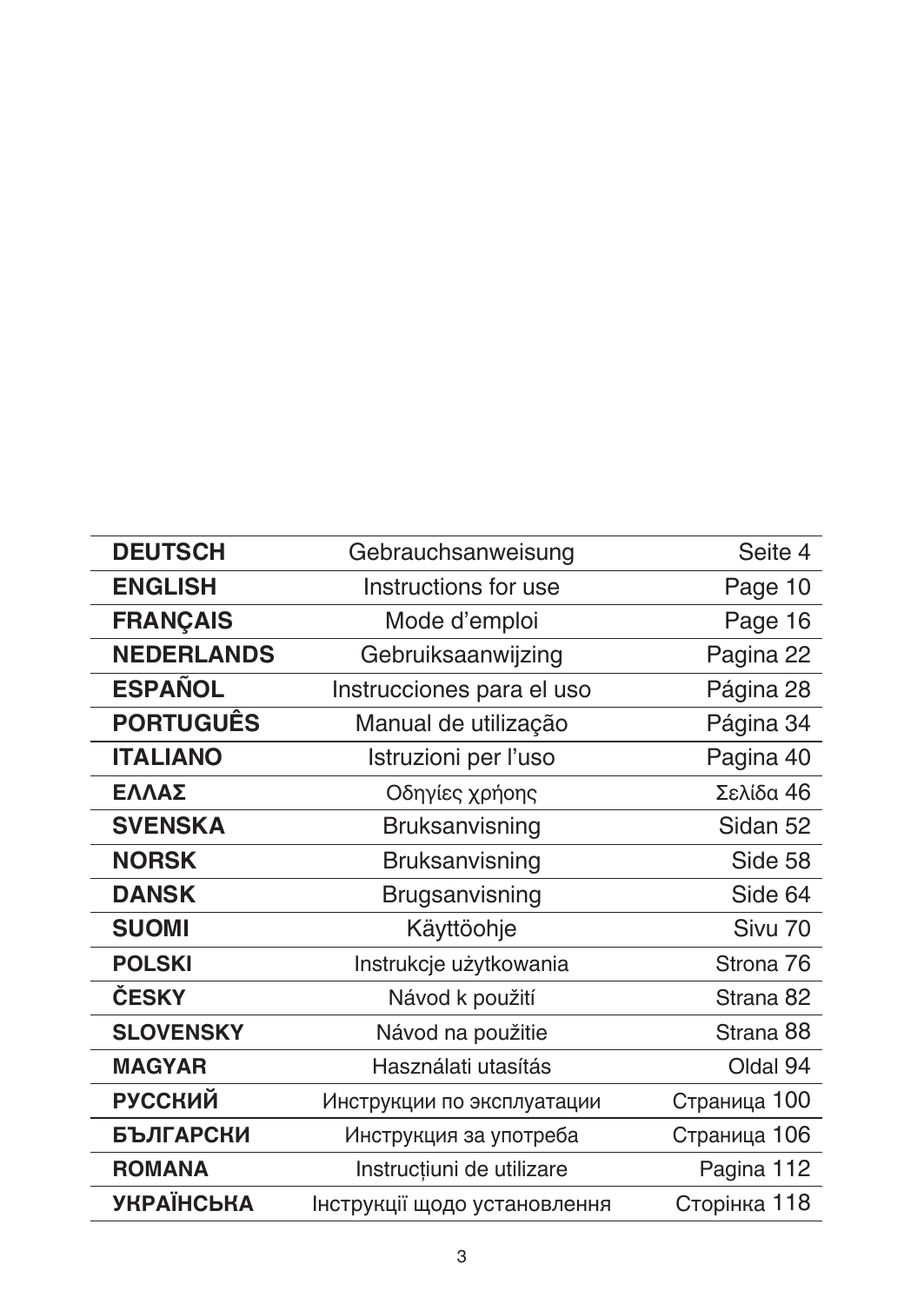| | | |
|---|---|---|
| **DEUTSCH** | Gebrauchsanweisung | Seite 4 |
| **ENGLISH** | Instructions for use | Page 10 |
| **FRANÇAIS** | Mode d’emploi | Page 16 |
| **NEDERLANDS** | Gebruiksaanwijzing | Pagina 22 |
| **ESPAÑOL** | Instrucciones para el uso | Página 28 |
| **PORTUGUÊS** | Manual de utilização | Página 34 |
| **ITALIANO** | Istruzioni per l’uso | Pagina 40 |
| **ΕΛΛΑΣ** | Οδηγίες χρήσης | Σελίδα 46 |
| **SVENSKA** | Bruksanvisning | Sidan 52 |
| **NORSK** | Bruksanvisning | Side 58 |
| **DANSK** | Brugsanvisning | Side 64 |
| **SUOMI** | Käyttöohje | Sivu 70 |
| **POLSKI** | Instrukcje użytkowania | Strona 76 |
| **ČESKY** | Návod k použití | Strana 82 |
| **SLOVENSKY** | Návod na použitie | Strana 88 |
| **MAGYAR** | Használati utasítás | Oldal 94 |
| **РУССКИЙ** | Инструкции по эксплуатации | Страница 100 |
| **БЪЛГАРСКИ** | Инструкция за употреба | Страница 106 |
| **ROMANA** | Instrucțiuni de utilizare | Pagina 112 |
| **УКРАЇНСЬКА** | Інструкції щодо установлення | Сторінка 118 |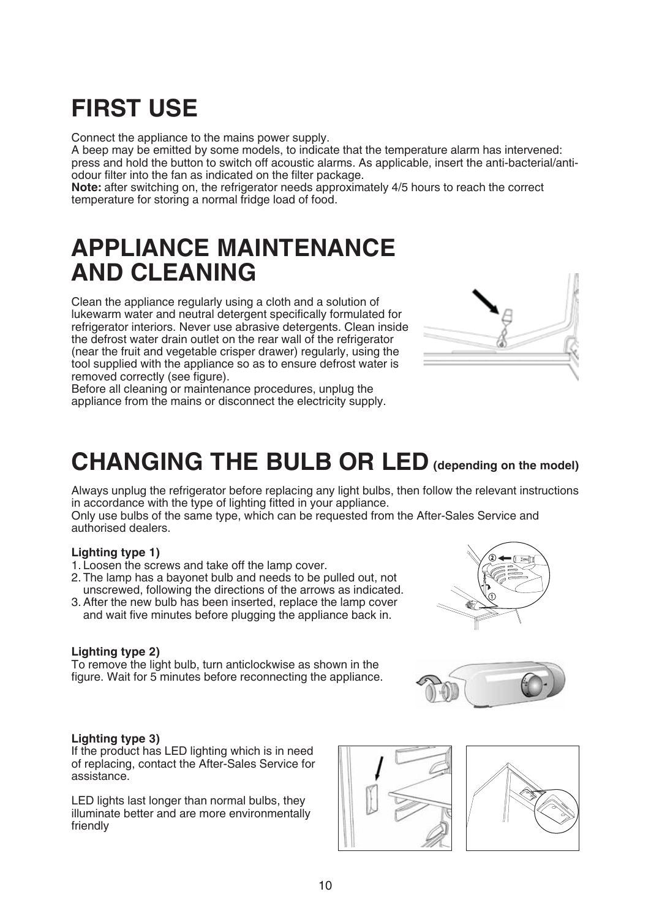# FIRST USE

Connect the appliance to the mains power supply.
A beep may be emitted by some models, to indicate that the temperature alarm has intervened: press and hold the button to switch off acoustic alarms. As applicable, insert the anti-bacterial/anti-odour filter into the fan as indicated on the filter package.
**Note:** after switching on, the refrigerator needs approximately 4/5 hours to reach the correct temperature for storing a normal fridge load of food.

# APPLIANCE MAINTENANCE AND CLEANING

Clean the appliance regularly using a cloth and a solution of lukewarm water and neutral detergent specifically formulated for refrigerator interiors. Never use abrasive detergents. Clean inside the defrost water drain outlet on the rear wall of the refrigerator (near the fruit and vegetable crisper drawer) regularly, using the tool supplied with the appliance so as to ensure defrost water is removed correctly (see figure).
Before all cleaning or maintenance procedures, unplug the appliance from the mains or disconnect the electricity supply.

# CHANGING THE BULB OR LED (depending on the model)

Always unplug the refrigerator before replacing any light bulbs, then follow the relevant instructions in accordance with the type of lighting fitted in your appliance.
Only use bulbs of the same type, which can be requested from the After-Sales Service and authorised dealers.

**Lighting type 1)**

1. Loosen the screws and take off the lamp cover.
2. The lamp has a bayonet bulb and needs to be pulled out, not unscrewed, following the directions of the arrows as indicated.
3. After the new bulb has been inserted, replace the lamp cover and wait five minutes before plugging the appliance back in.

**Lighting type 2)**

To remove the light bulb, turn anticlockwise as shown in the figure. Wait for 5 minutes before reconnecting the appliance.

**Lighting type 3)**

If the product has LED lighting which is in need of replacing, contact the After-Sales Service for assistance.

LED lights last longer than normal bulbs, they illuminate better and are more environmentally friendly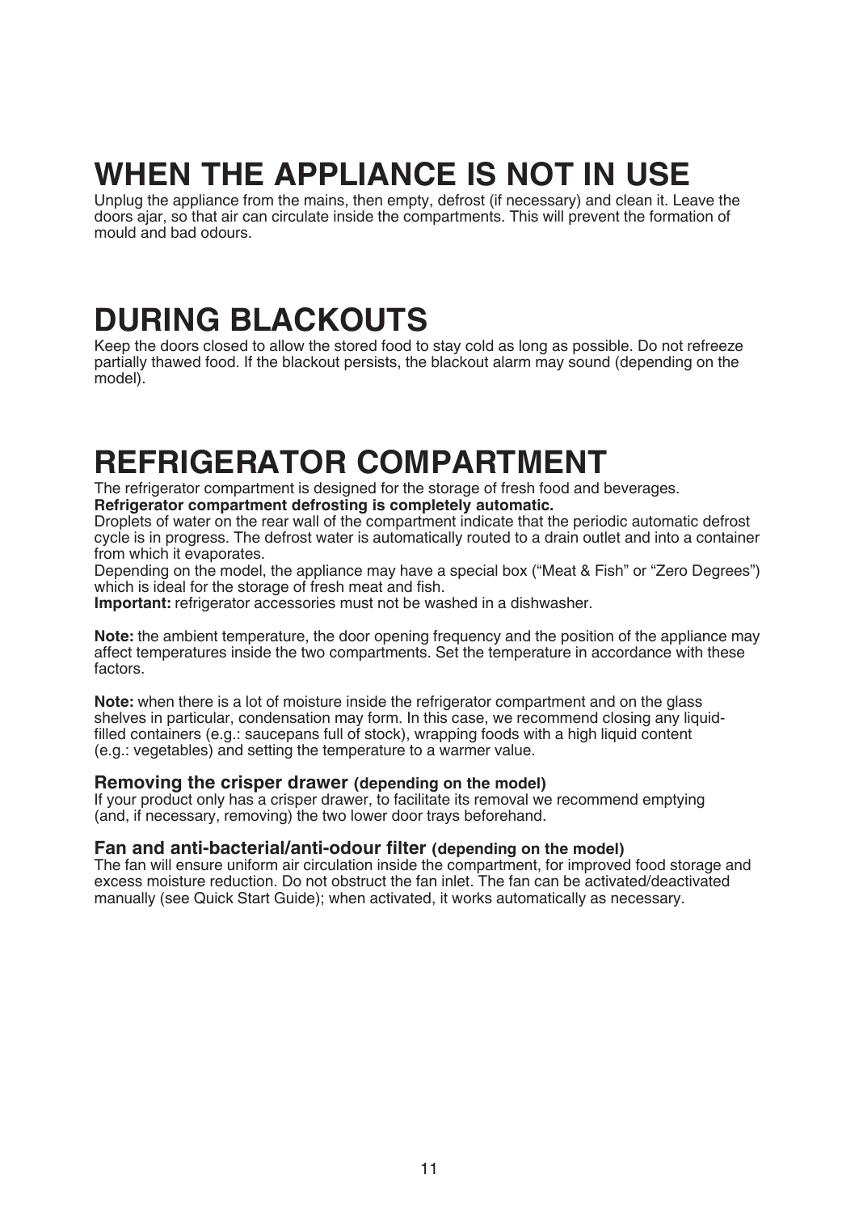# WHEN THE APPLIANCE IS NOT IN USE

Unplug the appliance from the mains, then empty, defrost (if necessary) and clean it. Leave the doors ajar, so that air can circulate inside the compartments. This will prevent the formation of mould and bad odours.

# DURING BLACKOUTS

Keep the doors closed to allow the stored food to stay cold as long as possible. Do not refreeze partially thawed food. If the blackout persists, the blackout alarm may sound (depending on the model).

# REFRIGERATOR COMPARTMENT

The refrigerator compartment is designed for the storage of fresh food and beverages.
**Refrigerator compartment defrosting is completely automatic.**
Droplets of water on the rear wall of the compartment indicate that the periodic automatic defrost cycle is in progress. The defrost water is automatically routed to a drain outlet and into a container from which it evaporates.
Depending on the model, the appliance may have a special box ("Meat & Fish" or "Zero Degrees") which is ideal for the storage of fresh meat and fish.
**Important:** refrigerator accessories must not be washed in a dishwasher.

**Note:** the ambient temperature, the door opening frequency and the position of the appliance may affect temperatures inside the two compartments. Set the temperature in accordance with these factors.

**Note:** when there is a lot of moisture inside the refrigerator compartment and on the glass shelves in particular, condensation may form. In this case, we recommend closing any liquid-filled containers (e.g.: saucepans full of stock), wrapping foods with a high liquid content (e.g.: vegetables) and setting the temperature to a warmer value.

### Removing the crisper drawer (depending on the model)

If your product only has a crisper drawer, to facilitate its removal we recommend emptying (and, if necessary, removing) the two lower door trays beforehand.

### Fan and anti-bacterial/anti-odour filter (depending on the model)

The fan will ensure uniform air circulation inside the compartment, for improved food storage and excess moisture reduction. Do not obstruct the fan inlet. The fan can be activated/deactivated manually (see Quick Start Guide); when activated, it works automatically as necessary.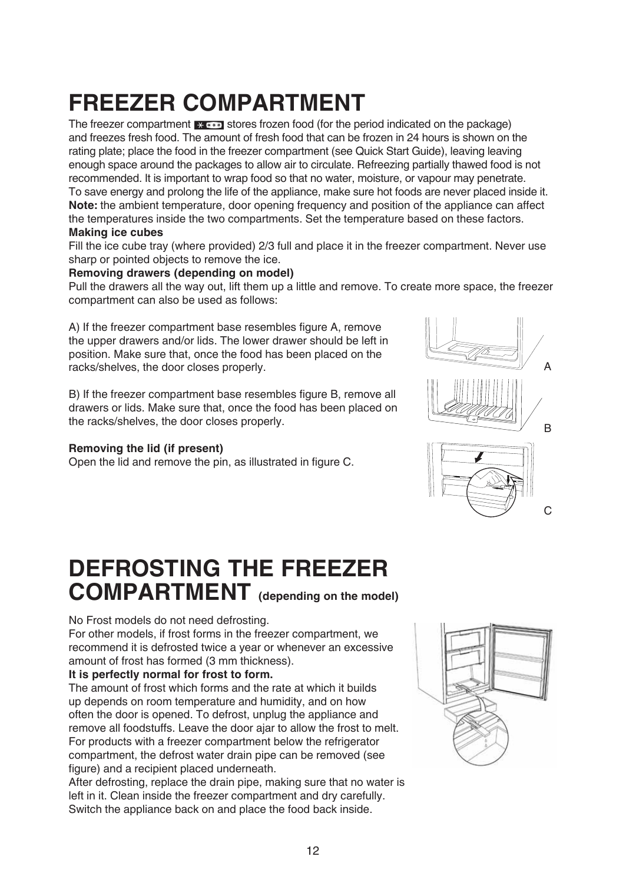# FREEZER COMPARTMENT

The freezer compartment stores frozen food (for the period indicated on the package) and freezes fresh food. The amount of fresh food that can be frozen in 24 hours is shown on the rating plate; place the food in the freezer compartment (see Quick Start Guide), leaving leaving enough space around the packages to allow air to circulate. Refreezing partially thawed food is not recommended. It is important to wrap food so that no water, moisture, or vapour may penetrate. To save energy and prolong the life of the appliance, make sure hot foods are never placed inside it.
**Note:** the ambient temperature, door opening frequency and position of the appliance can affect the temperatures inside the two compartments. Set the temperature based on these factors.

**Making ice cubes**

Fill the ice cube tray (where provided) 2/3 full and place it in the freezer compartment. Never use sharp or pointed objects to remove the ice.

**Removing drawers (depending on model)**

Pull the drawers all the way out, lift them up a little and remove. To create more space, the freezer compartment can also be used as follows:

A) If the freezer compartment base resembles figure A, remove the upper drawers and/or lids. The lower drawer should be left in position. Make sure that, once the food has been placed on the racks/shelves, the door closes properly.

B) If the freezer compartment base resembles figure B, remove all drawers or lids. Make sure that, once the food has been placed on the racks/shelves, the door closes properly.

**Removing the lid (if present)**

Open the lid and remove the pin, as illustrated in figure C.

A

B

C

# DEFROSTING THE FREEZER COMPARTMENT (depending on the model)

No Frost models do not need defrosting.
For other models, if frost forms in the freezer compartment, we recommend it is defrosted twice a year or whenever an excessive amount of frost has formed (3 mm thickness).

**It is perfectly normal for frost to form.**

The amount of frost which forms and the rate at which it builds up depends on room temperature and humidity, and on how often the door is opened. To defrost, unplug the appliance and remove all foodstuffs. Leave the door ajar to allow the frost to melt. For products with a freezer compartment below the refrigerator compartment, the defrost water drain pipe can be removed (see figure) and a recipient placed underneath.
After defrosting, replace the drain pipe, making sure that no water is left in it. Clean inside the freezer compartment and dry carefully. Switch the appliance back on and place the food back inside.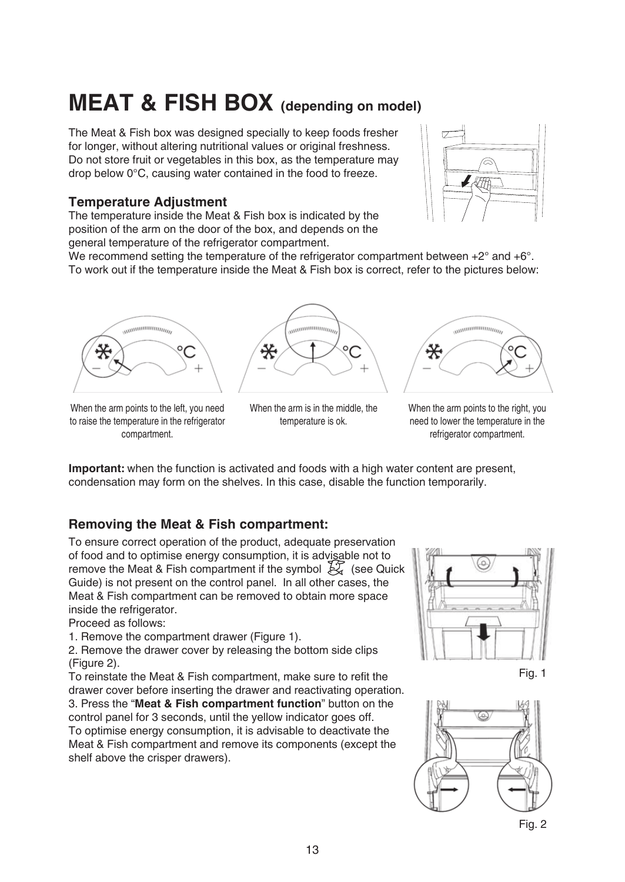# MEAT & FISH BOX (depending on model)

The Meat & Fish box was designed specially to keep foods fresher for longer, without altering nutritional values or original freshness. Do not store fruit or vegetables in this box, as the temperature may drop below 0°C, causing water contained in the food to freeze.

### Temperature Adjustment

The temperature inside the Meat & Fish box is indicated by the position of the arm on the door of the box, and depends on the general temperature of the refrigerator compartment.
We recommend setting the temperature of the refrigerator compartment between +2° and +6°.
To work out if the temperature inside the Meat & Fish box is correct, refer to the pictures below:

When the arm points to the left, you need to raise the temperature in the refrigerator compartment.

When the arm is in the middle, the temperature is ok.

When the arm points to the right, you need to lower the temperature in the refrigerator compartment.

**Important:** when the function is activated and foods with a high water content are present, condensation may form on the shelves. In this case, disable the function temporarily.

### Removing the Meat & Fish compartment:

To ensure correct operation of the product, adequate preservation of food and to optimise energy consumption, it is advisable not to remove the Meat & Fish compartment if the symbol (see Quick Guide) is not present on the control panel. In all other cases, the Meat & Fish compartment can be removed to obtain more space inside the refrigerator.
Proceed as follows:

1. Remove the compartment drawer (Figure 1).
2. Remove the drawer cover by releasing the bottom side clips (Figure 2).

To reinstate the Meat & Fish compartment, make sure to refit the drawer cover before inserting the drawer and reactivating operation.

3. Press the "**Meat & Fish compartment function**" button on the control panel for 3 seconds, until the yellow indicator goes off.

To optimise energy consumption, it is advisable to deactivate the Meat & Fish compartment and remove its components (except the shelf above the crisper drawers).

Fig. 1

Fig. 2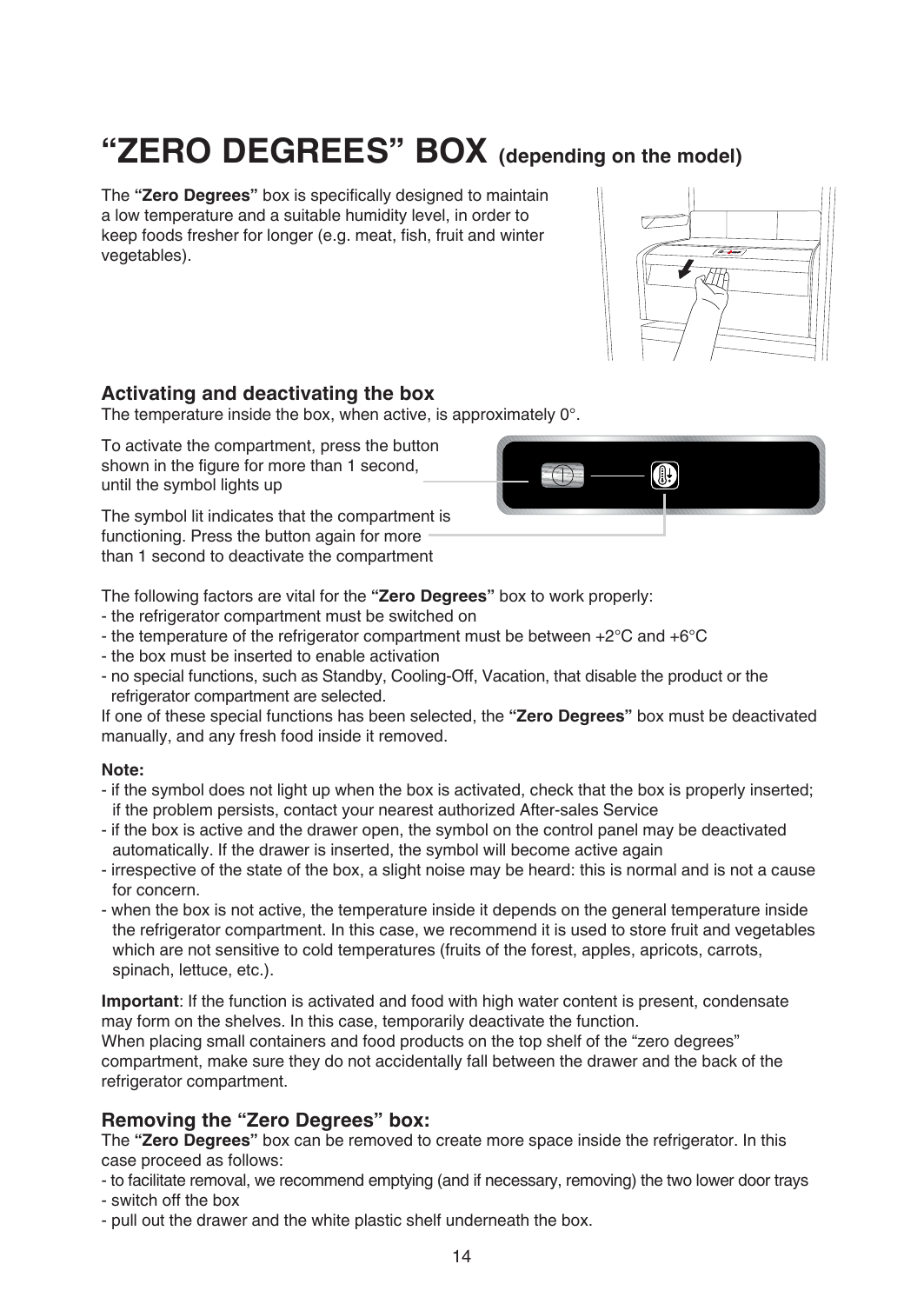# "ZERO DEGREES" BOX (depending on the model)

The **"Zero Degrees"** box is specifically designed to maintain a low temperature and a suitable humidity level, in order to keep foods fresher for longer (e.g. meat, fish, fruit and winter vegetables).

### Activating and deactivating the box

The temperature inside the box, when active, is approximately 0°.

To activate the compartment, press the button shown in the figure for more than 1 second, until the symbol lights up

The symbol lit indicates that the compartment is functioning. Press the button again for more than 1 second to deactivate the compartment

The following factors are vital for the **"Zero Degrees"** box to work properly:

- the refrigerator compartment must be switched on
- the temperature of the refrigerator compartment must be between +2°C and +6°C
- the box must be inserted to enable activation
- no special functions, such as Standby, Cooling-Off, Vacation, that disable the product or the refrigerator compartment are selected.

If one of these special functions has been selected, the **"Zero Degrees"** box must be deactivated manually, and any fresh food inside it removed.

**Note:**

- if the symbol does not light up when the box is activated, check that the box is properly inserted; if the problem persists, contact your nearest authorized After-sales Service
- if the box is active and the drawer open, the symbol on the control panel may be deactivated automatically. If the drawer is inserted, the symbol will become active again
- irrespective of the state of the box, a slight noise may be heard: this is normal and is not a cause for concern.
- when the box is not active, the temperature inside it depends on the general temperature inside the refrigerator compartment. In this case, we recommend it is used to store fruit and vegetables which are not sensitive to cold temperatures (fruits of the forest, apples, apricots, carrots, spinach, lettuce, etc.).

**Important**: If the function is activated and food with high water content is present, condensate may form on the shelves. In this case, temporarily deactivate the function.
When placing small containers and food products on the top shelf of the "zero degrees" compartment, make sure they do not accidentally fall between the drawer and the back of the refrigerator compartment.

### Removing the "Zero Degrees" box:

The **"Zero Degrees"** box can be removed to create more space inside the refrigerator. In this case proceed as follows:

- to facilitate removal, we recommend emptying (and if necessary, removing) the two lower door trays
- switch off the box
- pull out the drawer and the white plastic shelf underneath the box.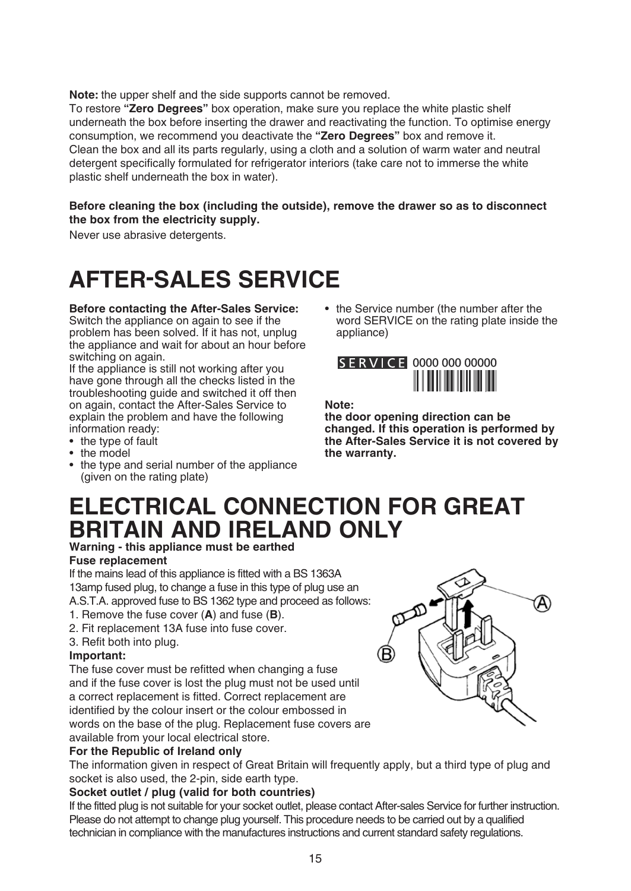**Note:** the upper shelf and the side supports cannot be removed.
To restore **"Zero Degrees"** box operation, make sure you replace the white plastic shelf underneath the box before inserting the drawer and reactivating the function. To optimise energy consumption, we recommend you deactivate the **"Zero Degrees"** box and remove it.
Clean the box and all its parts regularly, using a cloth and a solution of warm water and neutral detergent specifically formulated for refrigerator interiors (take care not to immerse the white plastic shelf underneath the box in water).

**Before cleaning the box (including the outside), remove the drawer so as to disconnect the box from the electricity supply.**

Never use abrasive detergents.

# AFTER-SALES SERVICE

**Before contacting the After-Sales Service:**
Switch the appliance on again to see if the problem has been solved. If it has not, unplug the appliance and wait for about an hour before switching on again.
If the appliance is still not working after you have gone through all the checks listed in the troubleshooting guide and switched it off then on again, contact the After-Sales Service to explain the problem and have the following information ready:

- the type of fault
- the model
- the type and serial number of the appliance (given on the rating plate)
- the Service number (the number after the word SERVICE on the rating plate inside the appliance)

SERVICE 0000 000 00000

**Note:**
**the door opening direction can be changed. If this operation is performed by the After-Sales Service it is not covered by the warranty.**

# ELECTRICAL CONNECTION FOR GREAT BRITAIN AND IRELAND ONLY

**Warning - this appliance must be earthed**

**Fuse replacement**

If the mains lead of this appliance is fitted with a BS 1363A 13amp fused plug, to change a fuse in this type of plug use an A.S.T.A. approved fuse to BS 1362 type and proceed as follows:

1. Remove the fuse cover (**A**) and fuse (**B**).
2. Fit replacement 13A fuse into fuse cover.
3. Refit both into plug.

**Important:**

The fuse cover must be refitted when changing a fuse and if the fuse cover is lost the plug must not be used until a correct replacement is fitted. Correct replacement are identified by the colour insert or the colour embossed in words on the base of the plug. Replacement fuse covers are available from your local electrical store.

**For the Republic of Ireland only**

The information given in respect of Great Britain will frequently apply, but a third type of plug and socket is also used, the 2-pin, side earth type.

**Socket outlet / plug (valid for both countries)**

If the fitted plug is not suitable for your socket outlet, please contact After-sales Service for further instruction. Please do not attempt to change plug yourself. This procedure needs to be carried out by a qualified technician in compliance with the manufactures instructions and current standard safety regulations.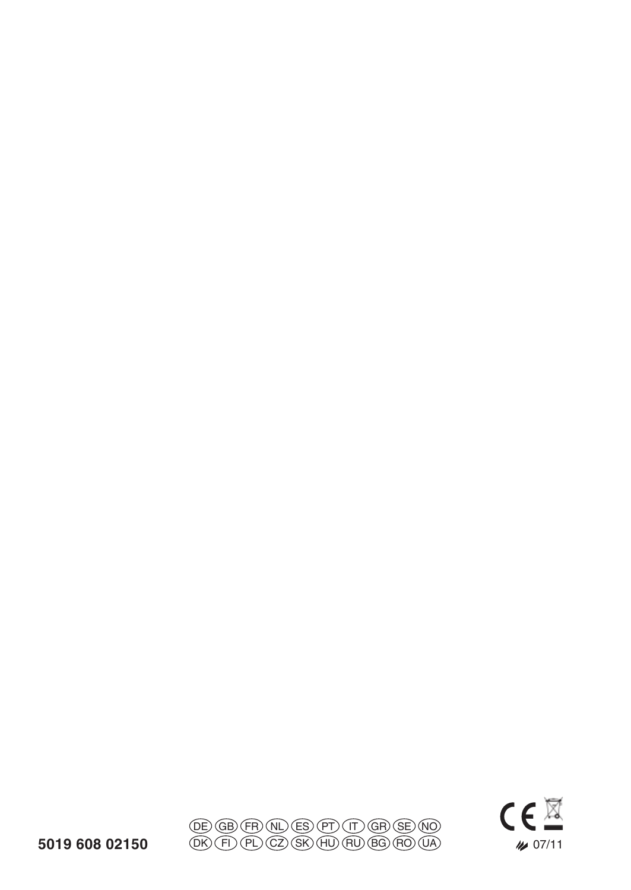**5019 608 02150**

(DE) (GB) (FR) (NL) (ES) (PT) (IT) (GR) (SE) (NO)
(DK) (FI) (PL) (CZ) (SK) (HU) (RU) (BG) (RO) (UA)

CE

07/11